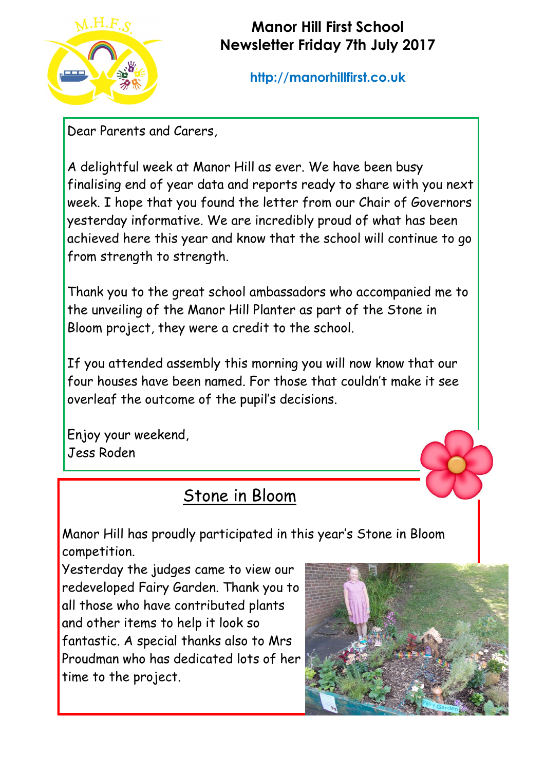# Manor Hill First School
## Newsletter Friday 7th July 2017

http://manorhillfirst.co.uk

Dear Parents and Carers,

A delightful week at Manor Hill as ever. We have been busy finalising end of year data and reports ready to share with you next week. I hope that you found the letter from our Chair of Governors yesterday informative. We are incredibly proud of what has been achieved here this year and know that the school will continue to go from strength to strength.

Thank you to the great school ambassadors who accompanied me to the unveiling of the Manor Hill Planter as part of the Stone in Bloom project, they were a credit to the school.

If you attended assembly this morning you will now know that our four houses have been named. For those that couldn't make it see overleaf the outcome of the pupil's decisions.

Enjoy your weekend,
Jess Roden

## Stone in Bloom

Manor Hill has proudly participated in this year's Stone in Bloom competition.

Yesterday the judges came to view our redeveloped Fairy Garden. Thank you to all those who have contributed plants and other items to help it look so fantastic. A special thanks also to Mrs Proudman who has dedicated lots of her time to the project.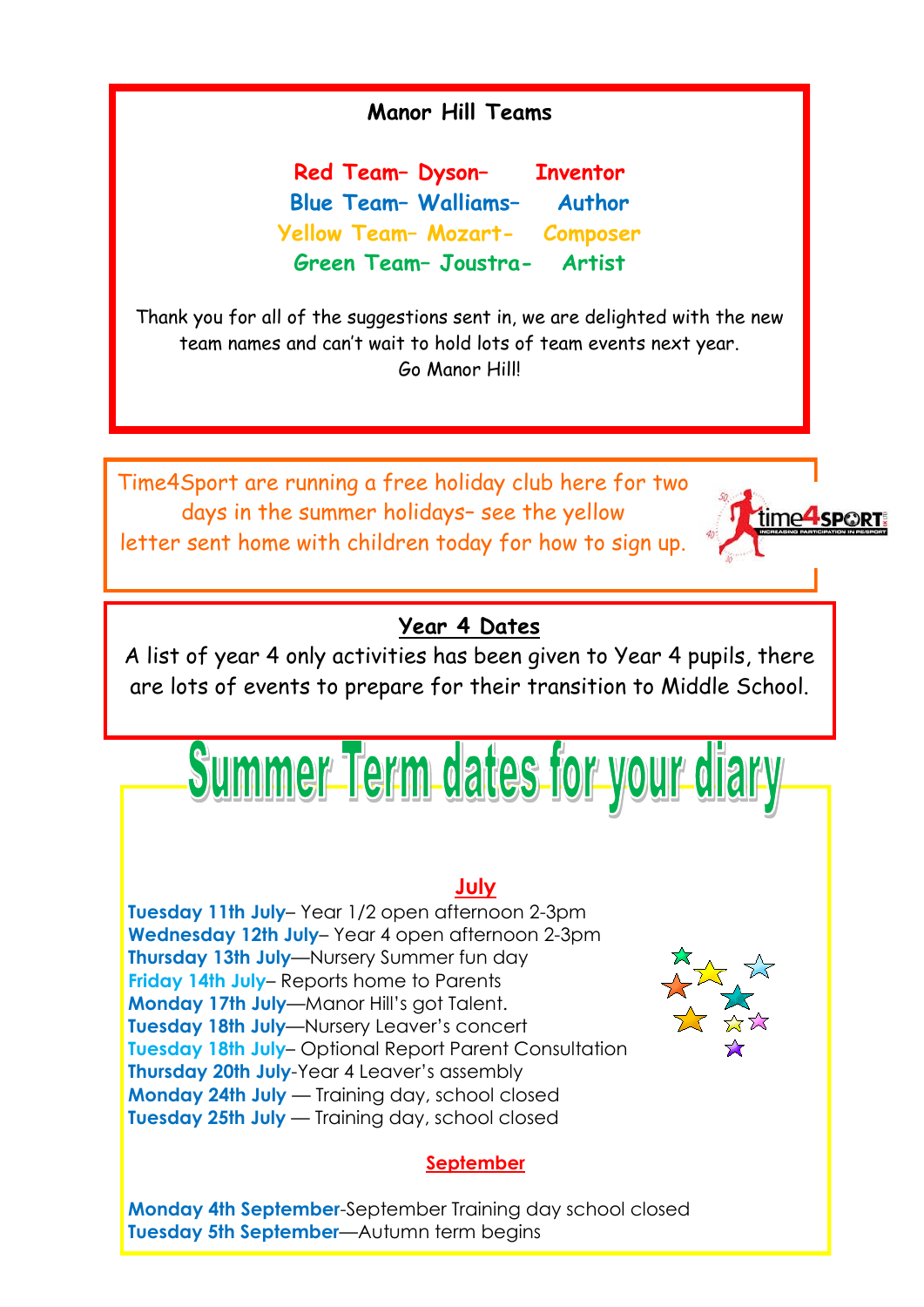## Manor Hill Teams

**Red Team– Dyson– Inventor**
**Blue Team– Walliams– Author**
**Yellow Team– Mozart- Composer**
**Green Team– Joustra- Artist**

Thank you for all of the suggestions sent in, we are delighted with the new team names and can't wait to hold lots of team events next year.
Go Manor Hill!

Time4Sport are running a free holiday club here for two days in the summer holidays– see the yellow letter sent home with children today for how to sign up.

## Year 4 Dates

A list of year 4 only activities has been given to Year 4 pupils, there are lots of events to prepare for their transition to Middle School.

# Summer Term dates for your diary

### July

**Tuesday 11th July**– Year 1/2 open afternoon 2-3pm
**Wednesday 12th July**– Year 4 open afternoon 2-3pm
**Thursday 13th July**—Nursery Summer fun day
**Friday 14th July**– Reports home to Parents
**Monday 17th July**—Manor Hill's got Talent.
**Tuesday 18th July**—Nursery Leaver's concert
**Tuesday 18th July**– Optional Report Parent Consultation
**Thursday 20th July**-Year 4 Leaver's assembly
**Monday 24th July** — Training day, school closed
**Tuesday 25th July** — Training day, school closed

### September

**Monday 4th September**-September Training day school closed
**Tuesday 5th September**—Autumn term begins